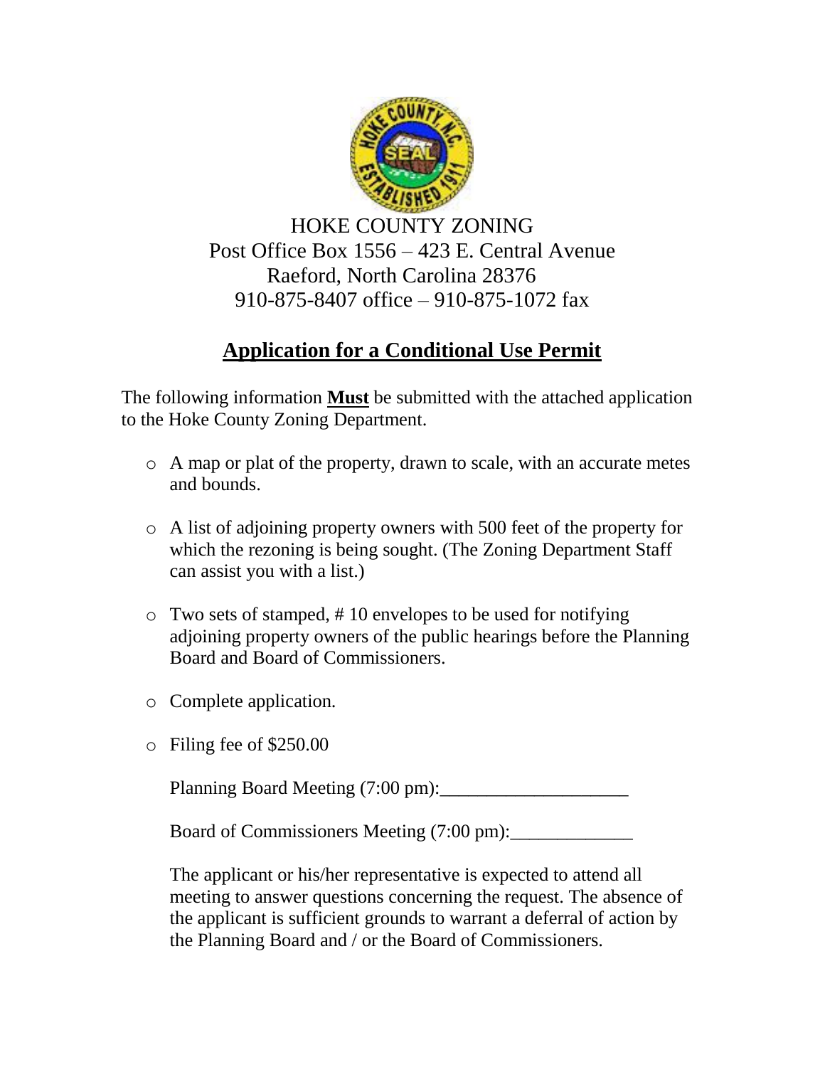HOKE COUNTY ZONING
Post Office Box 1556 – 423 E. Central Avenue
Raeford, North Carolina 28376
910-875-8407 office – 910-875-1072 fax

## Application for a Conditional Use Permit

The following information **Must** be submitted with the attached application to the Hoke County Zoning Department.

- A map or plat of the property, drawn to scale, with an accurate metes and bounds.
- A list of adjoining property owners with 500 feet of the property for which the rezoning is being sought. (The Zoning Department Staff can assist you with a list.)
- Two sets of stamped, # 10 envelopes to be used for notifying adjoining property owners of the public hearings before the Planning Board and Board of Commissioners.
- Complete application.
- Filing fee of $250.00

Planning Board Meeting (7:00 pm):____________________

Board of Commissioners Meeting (7:00 pm):_____________

The applicant or his/her representative is expected to attend all meeting to answer questions concerning the request. The absence of the applicant is sufficient grounds to warrant a deferral of action by the Planning Board and / or the Board of Commissioners.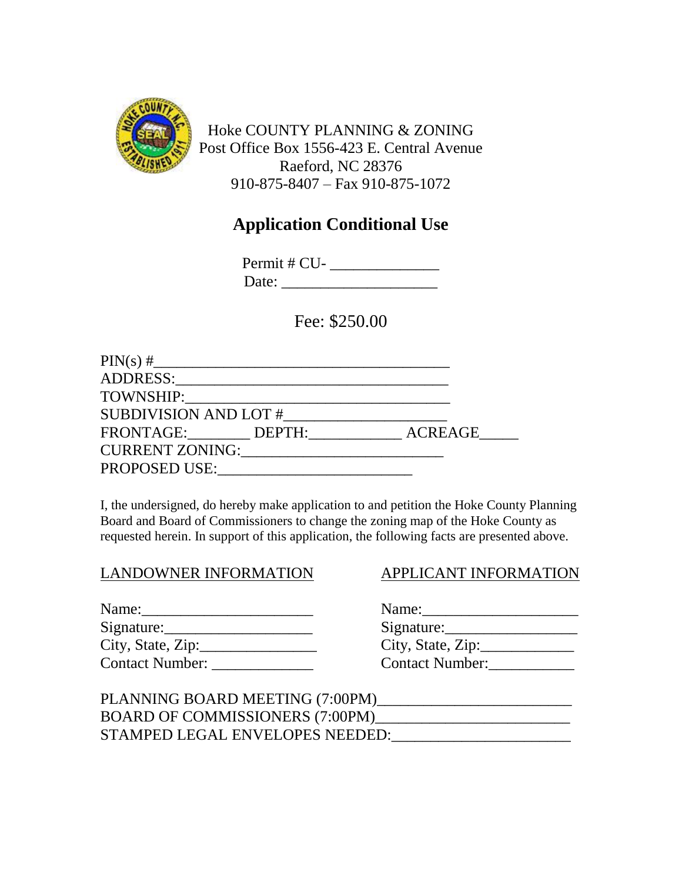Hoke COUNTY PLANNING & ZONING
Post Office Box 1556-423 E. Central Avenue
Raeford, NC 28376
910-875-8407 – Fax 910-875-1072

## Application Conditional Use

Permit # CU- ______________
Date: ____________________

Fee: $250.00

PIN(s) #______________________________________
ADDRESS:____________________________________
TOWNSHIP:___________________________________
SUBDIVISION AND LOT #_____________________
FRONTAGE:________ DEPTH:____________ ACREAGE_____
CURRENT ZONING:__________________________
PROPOSED USE:_________________________

I, the undersigned, do hereby make application to and petition the Hoke County Planning Board and Board of Commissioners to change the zoning map of the Hoke County as requested herein. In support of this application, the following facts are presented above.

LANDOWNER INFORMATION

Name:______________________
Signature:___________________
City, State, Zip:_______________
Contact Number: _____________

APPLICANT INFORMATION

Name:____________________
Signature:_________________
City, State, Zip:____________
Contact Number:___________

PLANNING BOARD MEETING (7:00PM)________________________
BOARD OF COMMISSIONERS (7:00PM)________________________
STAMPED LEGAL ENVELOPES NEEDED:______________________